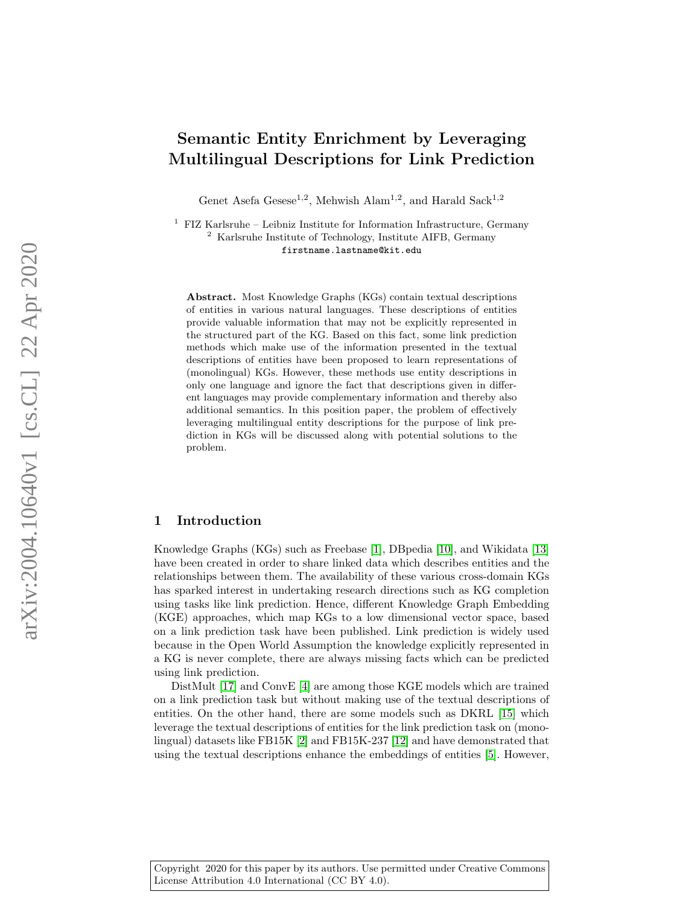# Semantic Entity Enrichment by Leveraging Multilingual Descriptions for Link Prediction

Genet Asefa Gesese[1,2], Mehwish Alam[1,2], and Harald Sack[1,2]

[1] FIZ Karlsruhe – Leibniz Institute for Information Infrastructure, Germany
[2] Karlsruhe Institute of Technology, Institute AIFB, Germany
firstname.lastname@kit.edu

**Abstract.** Most Knowledge Graphs (KGs) contain textual descriptions of entities in various natural languages. These descriptions of entities provide valuable information that may not be explicitly represented in the structured part of the KG. Based on this fact, some link prediction methods which make use of the information presented in the textual descriptions of entities have been proposed to learn representations of (monolingual) KGs. However, these methods use entity descriptions in only one language and ignore the fact that descriptions given in different languages may provide complementary information and thereby also additional semantics. In this position paper, the problem of effectively leveraging multilingual entity descriptions for the purpose of link prediction in KGs will be discussed along with potential solutions to the problem.

## 1 Introduction

Knowledge Graphs (KGs) such as Freebase [1], DBpedia [10], and Wikidata [13] have been created in order to share linked data which describes entities and the relationships between them. The availability of these various cross-domain KGs has sparked interest in undertaking research directions such as KG completion using tasks like link prediction. Hence, different Knowledge Graph Embedding (KGE) approaches, which map KGs to a low dimensional vector space, based on a link prediction task have been published. Link prediction is widely used because in the Open World Assumption the knowledge explicitly represented in a KG is never complete, there are always missing facts which can be predicted using link prediction.

DistMult [17] and ConvE [4] are among those KGE models which are trained on a link prediction task but without making use of the textual descriptions of entities. On the other hand, there are some models such as DKRL [15] which leverage the textual descriptions of entities for the link prediction task on (monolingual) datasets like FB15K [2] and FB15K-237 [12] and have demonstrated that using the textual descriptions enhance the embeddings of entities [5]. However,

Copyright 2020 for this paper by its authors. Use permitted under Creative Commons License Attribution 4.0 International (CC BY 4.0).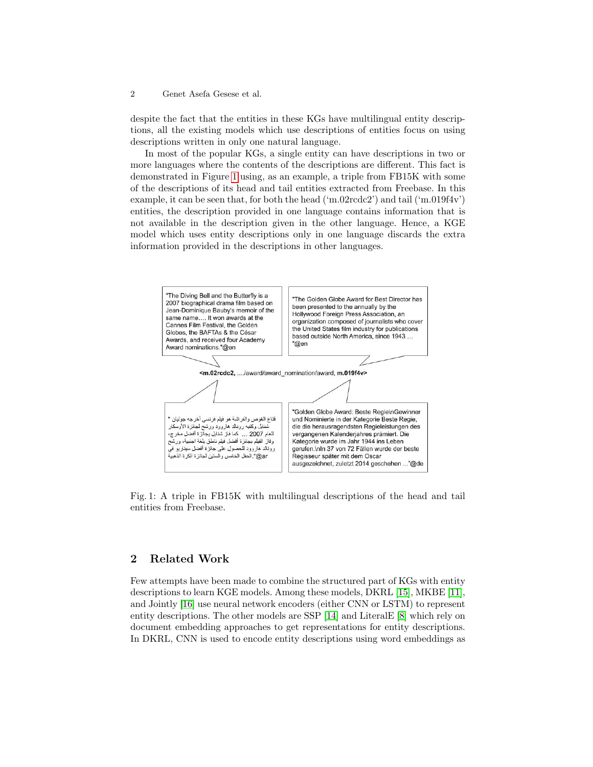despite the fact that the entities in these KGs have multilingual entity descriptions, all the existing models which use descriptions of entities focus on using descriptions written in only one natural language.

In most of the popular KGs, a single entity can have descriptions in two or more languages where the contents of the descriptions are different. This fact is demonstrated in Figure 1 using, as an example, a triple from FB15K with some of the descriptions of its head and tail entities extracted from Freebase. In this example, it can be seen that, for both the head ('m.02rcdc2') and tail ('m.019f4v') entities, the description provided in one language contains information that is not available in the description given in the other language. Hence, a KGE model which uses entity descriptions only in one language discards the extra information provided in the descriptions in other languages.

"The Diving Bell and the Butterfly is a 2007 biographical drama film based on Jean-Dominique Bauby's memoir of the same name.... It won awards at the Cannes Film Festival, the Golden Globes, the BAFTAs & the César Awards, and received four Academy Award nominations."@en

"The Golden Globe Award for Best Director has been presented to the annually by the Hollywood Foreign Press Association, an organization composed of journalists who cover the United States film industry for publications based outside North America, since 1943 ... "@en

**<m.02rcdc2, ..../award/award_nomination/award, m.019f4v>**

" قناع الغوص والفراشة هو فيلم فرنسي أخرجه جوليان شنابل وكتبه رونالد هاروود ورشح لجائزة الأوسكار للعام 2007 ... كما فاز شنابل بجائزة أفضل مخرج، وفاز الفيلم بجائزة أفضل فيلم ناطق بلغة اجنبية، ورشح رونالد هاروود للحصول على جائزة أفضل سيناريو في الحفل الخامس والستين لجائزة الكرة الذهبية."@ar

"Golden Globe Award: Beste Regie\nGewinner und Nominierte in der Kategorie Beste Regie, die die herausragendsten Regieleistungen des vergangenen Kalenderjahres prämiert. Die Kategorie wurde im Jahr 1944 ins Leben gerufen.\nIn 37 von 72 Fällen wurde der beste Regisseur später mit dem Oscar ausgezeichnet, zuletzt 2014 geschehen ..."@de

Fig. 1: A triple in FB15K with multilingual descriptions of the head and tail entities from Freebase.

## 2 Related Work

Few attempts have been made to combine the structured part of KGs with entity descriptions to learn KGE models. Among these models, DKRL [15], MKBE [11], and Jointly [16] use neural network encoders (either CNN or LSTM) to represent entity descriptions. The other models are SSP [14] and LiteralE [8] which rely on document embedding approaches to get representations for entity descriptions. In DKRL, CNN is used to encode entity descriptions using word embeddings as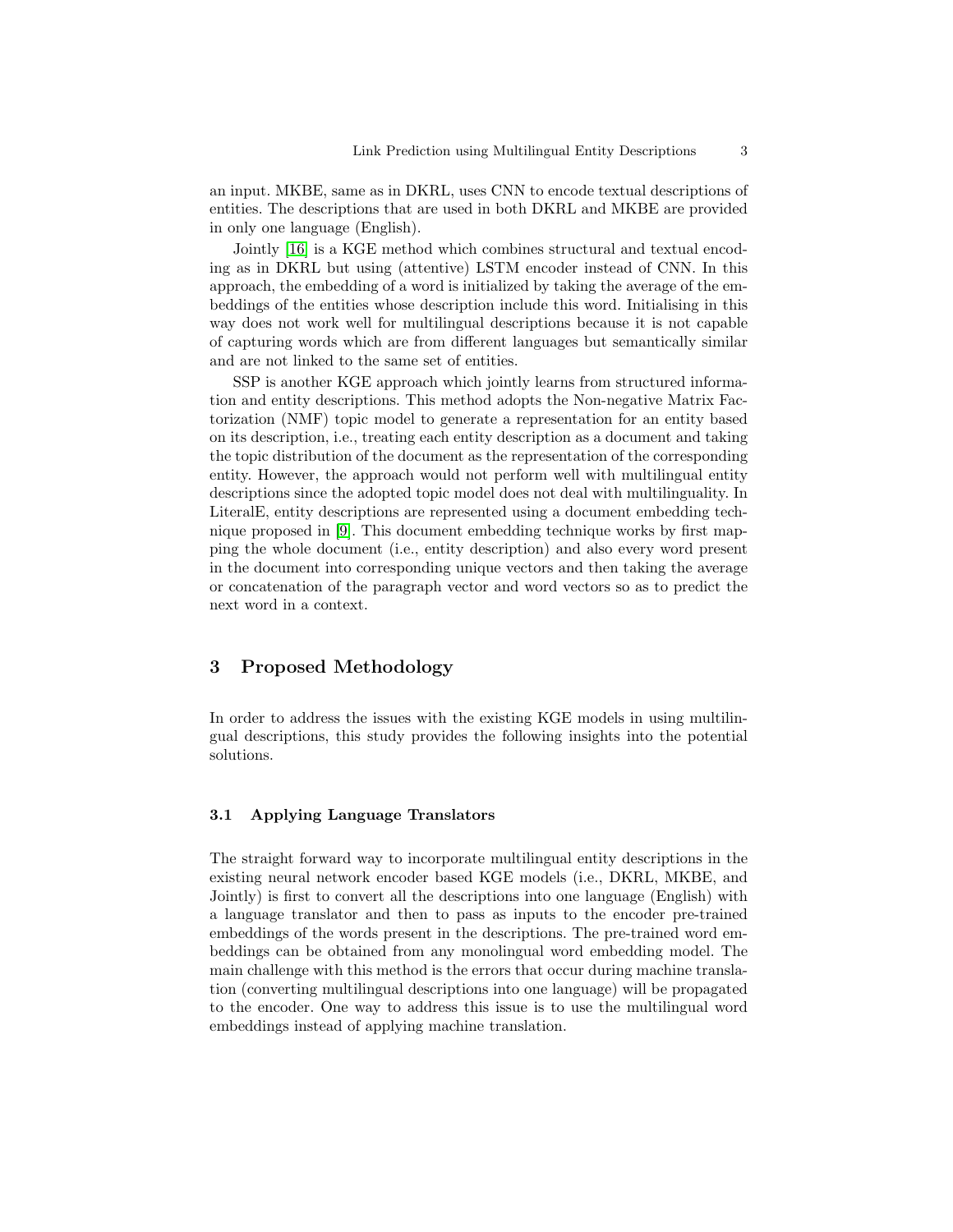an input. MKBE, same as in DKRL, uses CNN to encode textual descriptions of entities. The descriptions that are used in both DKRL and MKBE are provided in only one language (English).

Jointly [16] is a KGE method which combines structural and textual encoding as in DKRL but using (attentive) LSTM encoder instead of CNN. In this approach, the embedding of a word is initialized by taking the average of the embeddings of the entities whose description include this word. Initialising in this way does not work well for multilingual descriptions because it is not capable of capturing words which are from different languages but semantically similar and are not linked to the same set of entities.

SSP is another KGE approach which jointly learns from structured information and entity descriptions. This method adopts the Non-negative Matrix Factorization (NMF) topic model to generate a representation for an entity based on its description, i.e., treating each entity description as a document and taking the topic distribution of the document as the representation of the corresponding entity. However, the approach would not perform well with multilingual entity descriptions since the adopted topic model does not deal with multilinguality. In LiteralE, entity descriptions are represented using a document embedding technique proposed in [9]. This document embedding technique works by first mapping the whole document (i.e., entity description) and also every word present in the document into corresponding unique vectors and then taking the average or concatenation of the paragraph vector and word vectors so as to predict the next word in a context.

## 3 Proposed Methodology

In order to address the issues with the existing KGE models in using multilingual descriptions, this study provides the following insights into the potential solutions.

### 3.1 Applying Language Translators

The straight forward way to incorporate multilingual entity descriptions in the existing neural network encoder based KGE models (i.e., DKRL, MKBE, and Jointly) is first to convert all the descriptions into one language (English) with a language translator and then to pass as inputs to the encoder pre-trained embeddings of the words present in the descriptions. The pre-trained word embeddings can be obtained from any monolingual word embedding model. The main challenge with this method is the errors that occur during machine translation (converting multilingual descriptions into one language) will be propagated to the encoder. One way to address this issue is to use the multilingual word embeddings instead of applying machine translation.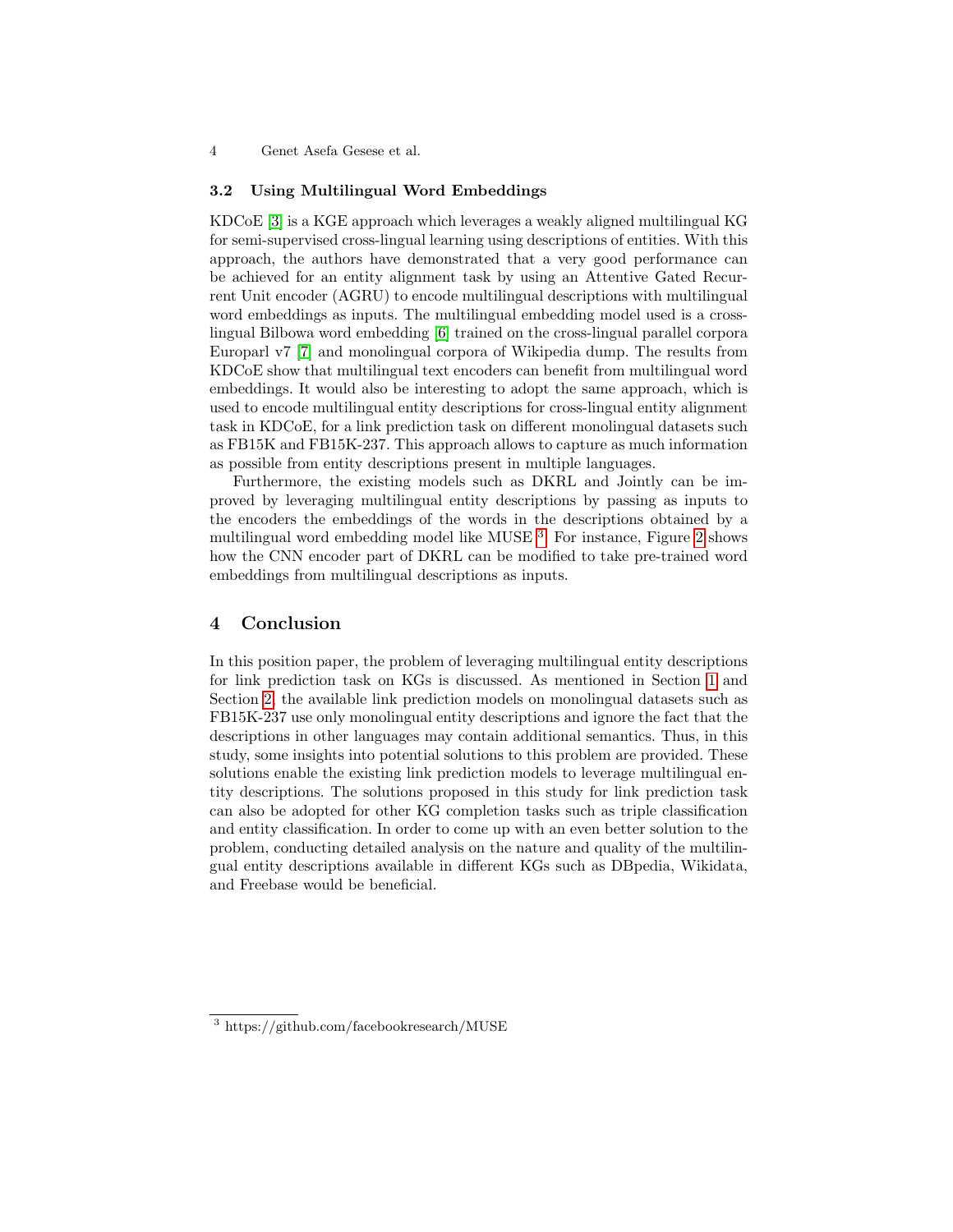### 3.2 Using Multilingual Word Embeddings

KDCoE [3] is a KGE approach which leverages a weakly aligned multilingual KG for semi-supervised cross-lingual learning using descriptions of entities. With this approach, the authors have demonstrated that a very good performance can be achieved for an entity alignment task by using an Attentive Gated Recurrent Unit encoder (AGRU) to encode multilingual descriptions with multilingual word embeddings as inputs. The multilingual embedding model used is a cross-lingual Bilbowa word embedding [6] trained on the cross-lingual parallel corpora Europarl v7 [7] and monolingual corpora of Wikipedia dump. The results from KDCoE show that multilingual text encoders can benefit from multilingual word embeddings. It would also be interesting to adopt the same approach, which is used to encode multilingual entity descriptions for cross-lingual entity alignment task in KDCoE, for a link prediction task on different monolingual datasets such as FB15K and FB15K-237. This approach allows to capture as much information as possible from entity descriptions present in multiple languages.

Furthermore, the existing models such as DKRL and Jointly can be improved by leveraging multilingual entity descriptions by passing as inputs to the encoders the embeddings of the words in the descriptions obtained by a multilingual word embedding model like MUSE [3]. For instance, Figure 2 shows how the CNN encoder part of DKRL can be modified to take pre-trained word embeddings from multilingual descriptions as inputs.

## 4 Conclusion

In this position paper, the problem of leveraging multilingual entity descriptions for link prediction task on KGs is discussed. As mentioned in Section 1 and Section 2, the available link prediction models on monolingual datasets such as FB15K-237 use only monolingual entity descriptions and ignore the fact that the descriptions in other languages may contain additional semantics. Thus, in this study, some insights into potential solutions to this problem are provided. These solutions enable the existing link prediction models to leverage multilingual entity descriptions. The solutions proposed in this study for link prediction task can also be adopted for other KG completion tasks such as triple classification and entity classification. In order to come up with an even better solution to the problem, conducting detailed analysis on the nature and quality of the multilingual entity descriptions available in different KGs such as DBpedia, Wikidata, and Freebase would be beneficial.

[3] https://github.com/facebookresearch/MUSE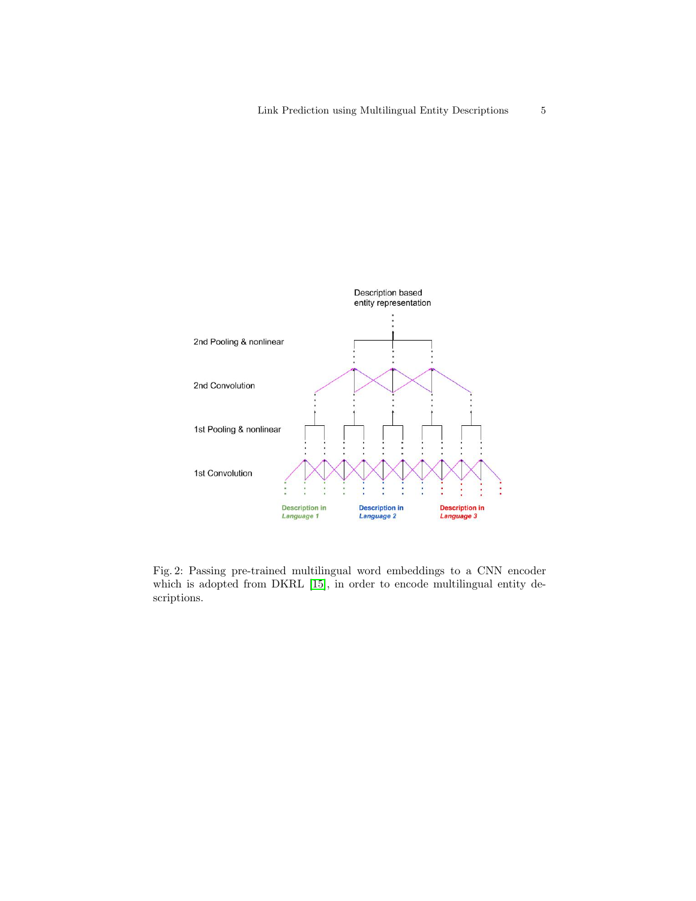Fig. 2: Passing pre-trained multilingual word embeddings to a CNN encoder which is adopted from DKRL [15], in order to encode multilingual entity descriptions.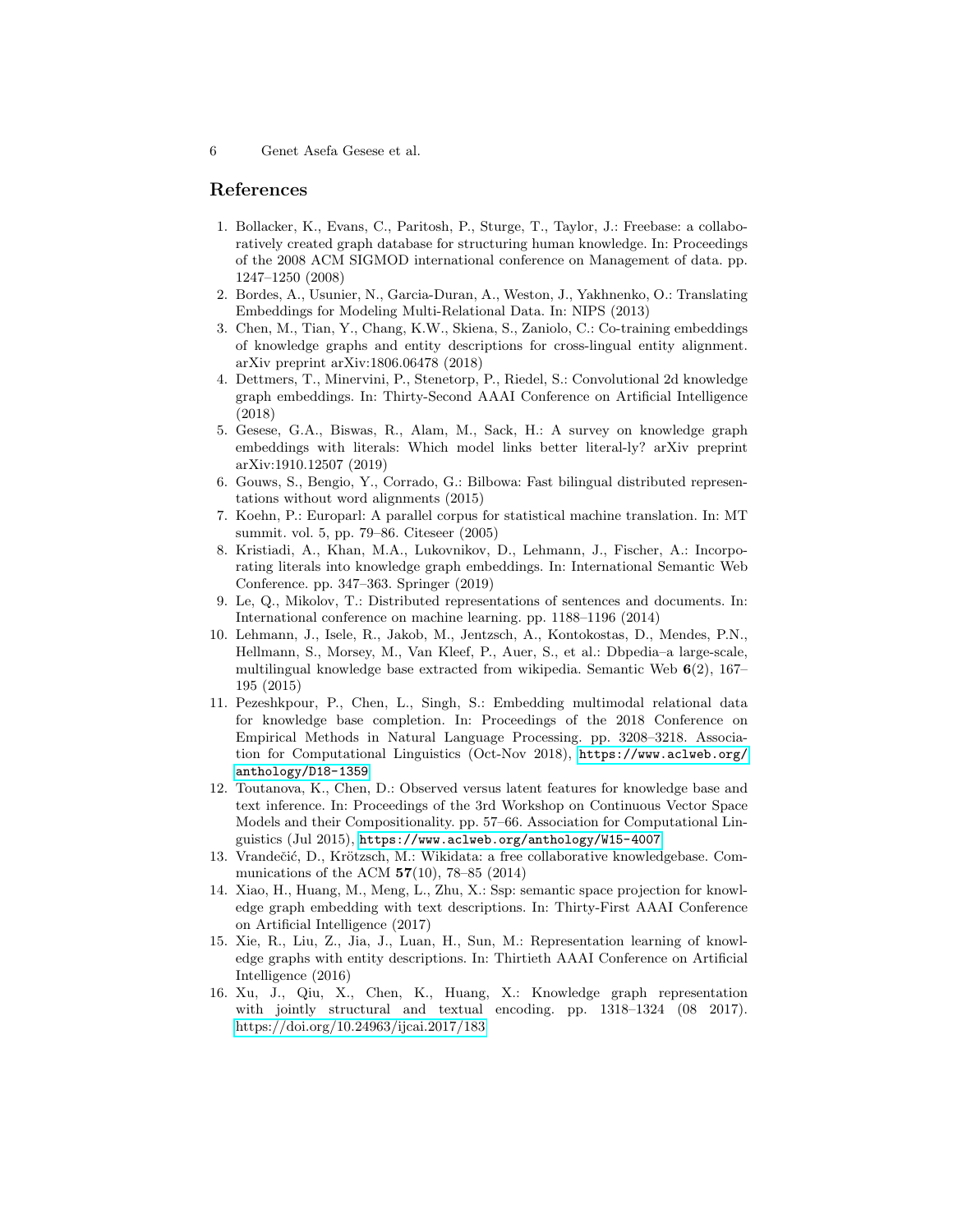## References

1. Bollacker, K., Evans, C., Paritosh, P., Sturge, T., Taylor, J.: Freebase: a collaboratively created graph database for structuring human knowledge. In: Proceedings of the 2008 ACM SIGMOD international conference on Management of data. pp. 1247–1250 (2008)
2. Bordes, A., Usunier, N., Garcia-Duran, A., Weston, J., Yakhnenko, O.: Translating Embeddings for Modeling Multi-Relational Data. In: NIPS (2013)
3. Chen, M., Tian, Y., Chang, K.W., Skiena, S., Zaniolo, C.: Co-training embeddings of knowledge graphs and entity descriptions for cross-lingual entity alignment. arXiv preprint arXiv:1806.06478 (2018)
4. Dettmers, T., Minervini, P., Stenetorp, P., Riedel, S.: Convolutional 2d knowledge graph embeddings. In: Thirty-Second AAAI Conference on Artificial Intelligence (2018)
5. Gesese, G.A., Biswas, R., Alam, M., Sack, H.: A survey on knowledge graph embeddings with literals: Which model links better literal-ly? arXiv preprint arXiv:1910.12507 (2019)
6. Gouws, S., Bengio, Y., Corrado, G.: Bilbowa: Fast bilingual distributed representations without word alignments (2015)
7. Koehn, P.: Europarl: A parallel corpus for statistical machine translation. In: MT summit. vol. 5, pp. 79–86. Citeseer (2005)
8. Kristiadi, A., Khan, M.A., Lukovnikov, D., Lehmann, J., Fischer, A.: Incorporating literals into knowledge graph embeddings. In: International Semantic Web Conference. pp. 347–363. Springer (2019)
9. Le, Q., Mikolov, T.: Distributed representations of sentences and documents. In: International conference on machine learning. pp. 1188–1196 (2014)
10. Lehmann, J., Isele, R., Jakob, M., Jentzsch, A., Kontokostas, D., Mendes, P.N., Hellmann, S., Morsey, M., Van Kleef, P., Auer, S., et al.: Dbpedia–a large-scale, multilingual knowledge base extracted from wikipedia. Semantic Web **6**(2), 167–195 (2015)
11. Pezeshkpour, P., Chen, L., Singh, S.: Embedding multimodal relational data for knowledge base completion. In: Proceedings of the 2018 Conference on Empirical Methods in Natural Language Processing. pp. 3208–3218. Association for Computational Linguistics (Oct-Nov 2018), https://www.aclweb.org/anthology/D18-1359
12. Toutanova, K., Chen, D.: Observed versus latent features for knowledge base and text inference. In: Proceedings of the 3rd Workshop on Continuous Vector Space Models and their Compositionality. pp. 57–66. Association for Computational Linguistics (Jul 2015), https://www.aclweb.org/anthology/W15-4007
13. Vrandečić, D., Krötzsch, M.: Wikidata: a free collaborative knowledgebase. Communications of the ACM **57**(10), 78–85 (2014)
14. Xiao, H., Huang, M., Meng, L., Zhu, X.: Ssp: semantic space projection for knowledge graph embedding with text descriptions. In: Thirty-First AAAI Conference on Artificial Intelligence (2017)
15. Xie, R., Liu, Z., Jia, J., Luan, H., Sun, M.: Representation learning of knowledge graphs with entity descriptions. In: Thirtieth AAAI Conference on Artificial Intelligence (2016)
16. Xu, J., Qiu, X., Chen, K., Huang, X.: Knowledge graph representation with jointly structural and textual encoding. pp. 1318–1324 (08 2017). https://doi.org/10.24963/ijcai.2017/183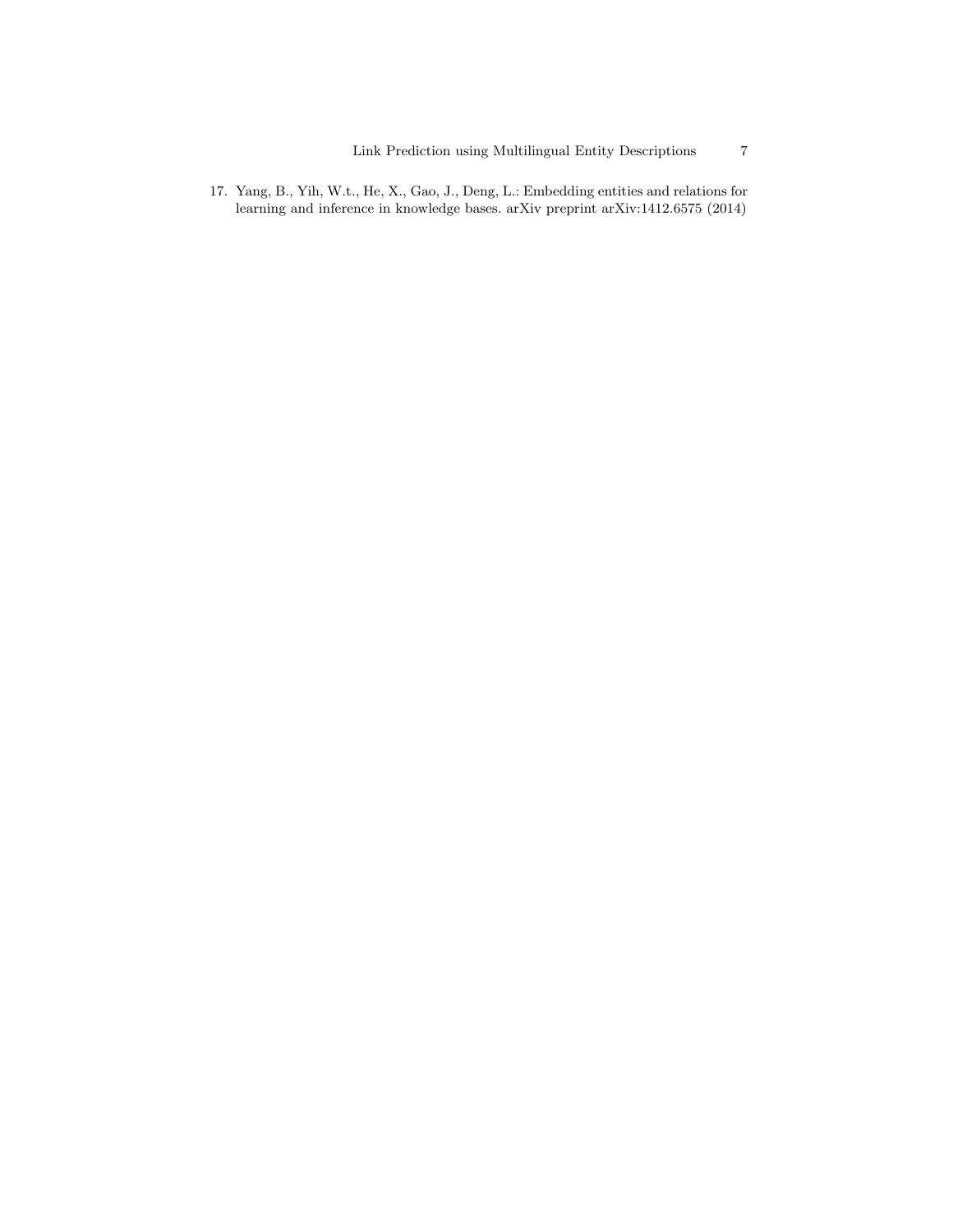17. Yang, B., Yih, W.t., He, X., Gao, J., Deng, L.: Embedding entities and relations for learning and inference in knowledge bases. arXiv preprint arXiv:1412.6575 (2014)